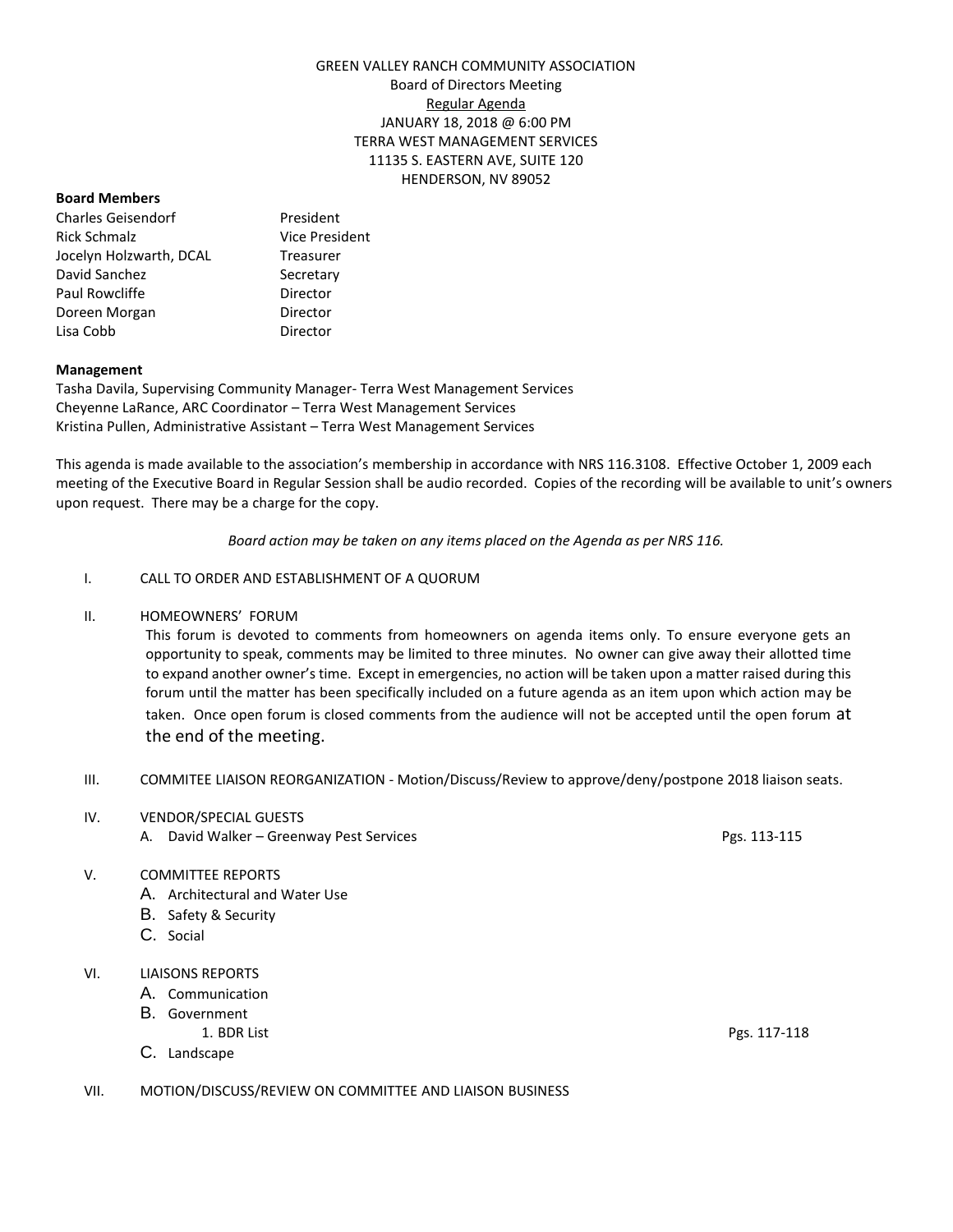GREEN VALLEY RANCH COMMUNITY ASSOCIATION
Board of Directors Meeting
Regular Agenda
JANUARY 18, 2018 @ 6:00 PM
TERRA WEST MANAGEMENT SERVICES
11135 S. EASTERN AVE, SUITE 120
HENDERSON, NV 89052

**Board Members**

| | |
|---|---|
| Charles Geisendorf | President |
| Rick Schmalz | Vice President |
| Jocelyn Holzwarth, DCAL | Treasurer |
| David Sanchez | Secretary |
| Paul Rowcliffe | Director |
| Doreen Morgan | Director |
| Lisa Cobb | Director |

**Management**

Tasha Davila, Supervising Community Manager- Terra West Management Services
Cheyenne LaRance, ARC Coordinator – Terra West Management Services
Kristina Pullen, Administrative Assistant – Terra West Management Services

This agenda is made available to the association's membership in accordance with NRS 116.3108. Effective October 1, 2009 each meeting of the Executive Board in Regular Session shall be audio recorded. Copies of the recording will be available to unit's owners upon request. There may be a charge for the copy.

*Board action may be taken on any items placed on the Agenda as per NRS 116.*

I. CALL TO ORDER AND ESTABLISHMENT OF A QUORUM

II. HOMEOWNERS' FORUM

This forum is devoted to comments from homeowners on agenda items only. To ensure everyone gets an opportunity to speak, comments may be limited to three minutes. No owner can give away their allotted time to expand another owner's time. Except in emergencies, no action will be taken upon a matter raised during this forum until the matter has been specifically included on a future agenda as an item upon which action may be taken. Once open forum is closed comments from the audience will not be accepted until the open forum at the end of the meeting.

III. COMMITEE LIAISON REORGANIZATION - Motion/Discuss/Review to approve/deny/postpone 2018 liaison seats.

IV. VENDOR/SPECIAL GUESTS

A. David Walker – Greenway Pest Services — Pgs. 113-115

V. COMMITTEE REPORTS

A. Architectural and Water Use
B. Safety & Security
C. Social

VI. LIAISONS REPORTS

A. Communication
B. Government
   1. BDR List — Pgs. 117-118
C. Landscape

VII. MOTION/DISCUSS/REVIEW ON COMMITTEE AND LIAISON BUSINESS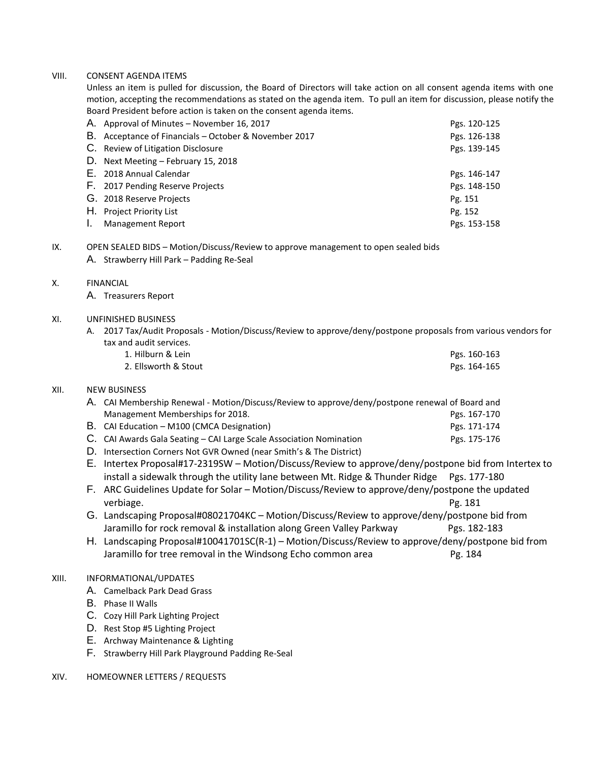VIII. CONSENT AGENDA ITEMS

Unless an item is pulled for discussion, the Board of Directors will take action on all consent agenda items with one motion, accepting the recommendations as stated on the agenda item. To pull an item for discussion, please notify the Board President before action is taken on the consent agenda items.

- A. Approval of Minutes – November 16, 2017 — Pgs. 120-125
- B. Acceptance of Financials – October & November 2017 — Pgs. 126-138
- C. Review of Litigation Disclosure — Pgs. 139-145
- D. Next Meeting – February 15, 2018
- E. 2018 Annual Calendar — Pgs. 146-147
- F. 2017 Pending Reserve Projects — Pgs. 148-150
- G. 2018 Reserve Projects — Pg. 151
- H. Project Priority List — Pg. 152
- I. Management Report — Pgs. 153-158

IX. OPEN SEALED BIDS – Motion/Discuss/Review to approve management to open sealed bids

- A. Strawberry Hill Park – Padding Re-Seal

X. FINANCIAL

- A. Treasurers Report

XI. UNFINISHED BUSINESS

- A. 2017 Tax/Audit Proposals - Motion/Discuss/Review to approve/deny/postpone proposals from various vendors for tax and audit services.
  1. Hilburn & Lein — Pgs. 160-163
  2. Ellsworth & Stout — Pgs. 164-165

XII. NEW BUSINESS

- A. CAI Membership Renewal - Motion/Discuss/Review to approve/deny/postpone renewal of Board and Management Memberships for 2018. — Pgs. 167-170
- B. CAI Education – M100 (CMCA Designation) — Pgs. 171-174
- C. CAI Awards Gala Seating – CAI Large Scale Association Nomination — Pgs. 175-176
- D. Intersection Corners Not GVR Owned (near Smith's & The District)
- E. Intertex Proposal#17-2319SW – Motion/Discuss/Review to approve/deny/postpone bid from Intertex to install a sidewalk through the utility lane between Mt. Ridge & Thunder Ridge — Pgs. 177-180
- F. ARC Guidelines Update for Solar – Motion/Discuss/Review to approve/deny/postpone the updated verbiage. — Pg. 181
- G. Landscaping Proposal#08021704KC – Motion/Discuss/Review to approve/deny/postpone bid from Jaramillo for rock removal & installation along Green Valley Parkway — Pgs. 182-183
- H. Landscaping Proposal#10041701SC(R-1) – Motion/Discuss/Review to approve/deny/postpone bid from Jaramillo for tree removal in the Windsong Echo common area — Pg. 184

XIII. INFORMATIONAL/UPDATES

- A. Camelback Park Dead Grass
- B. Phase II Walls
- C. Cozy Hill Park Lighting Project
- D. Rest Stop #5 Lighting Project
- E. Archway Maintenance & Lighting
- F. Strawberry Hill Park Playground Padding Re-Seal

XIV. HOMEOWNER LETTERS / REQUESTS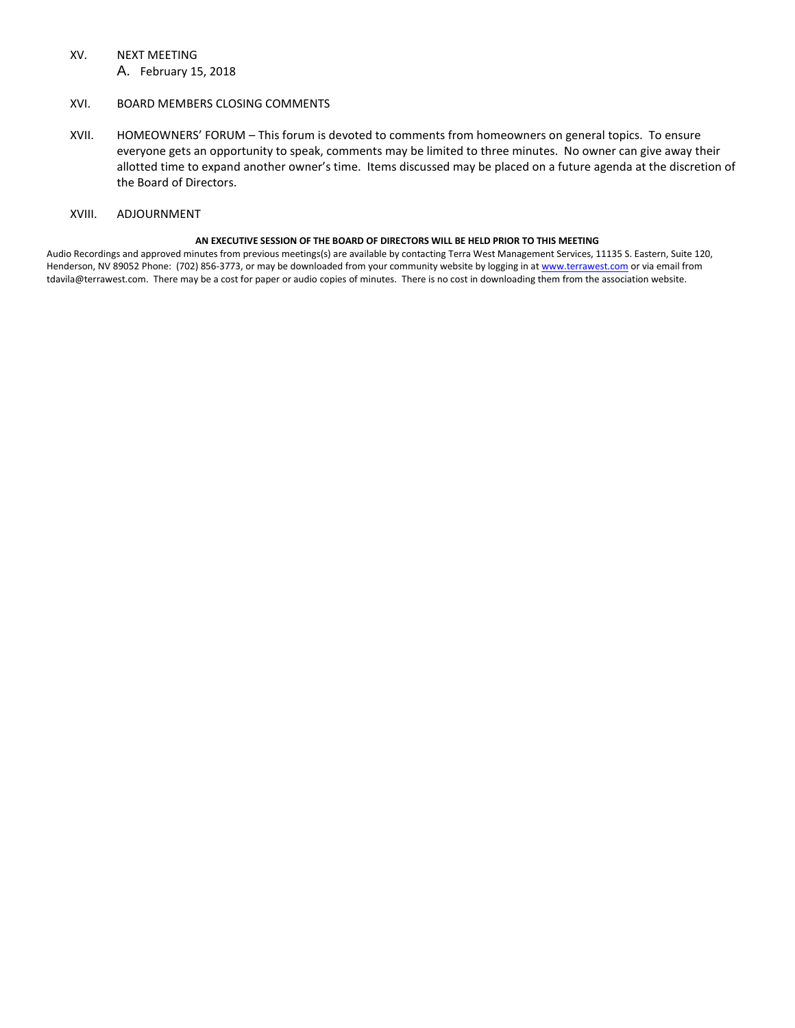XV. NEXT MEETING

A. February 15, 2018

XVI. BOARD MEMBERS CLOSING COMMENTS

XVII. HOMEOWNERS' FORUM – This forum is devoted to comments from homeowners on general topics. To ensure everyone gets an opportunity to speak, comments may be limited to three minutes. No owner can give away their allotted time to expand another owner's time. Items discussed may be placed on a future agenda at the discretion of the Board of Directors.

XVIII. ADJOURNMENT

**AN EXECUTIVE SESSION OF THE BOARD OF DIRECTORS WILL BE HELD PRIOR TO THIS MEETING**

Audio Recordings and approved minutes from previous meetings(s) are available by contacting Terra West Management Services, 11135 S. Eastern, Suite 120, Henderson, NV 89052 Phone: (702) 856-3773, or may be downloaded from your community website by logging in at www.terrawest.com or via email from tdavila@terrawest.com. There may be a cost for paper or audio copies of minutes. There is no cost in downloading them from the association website.